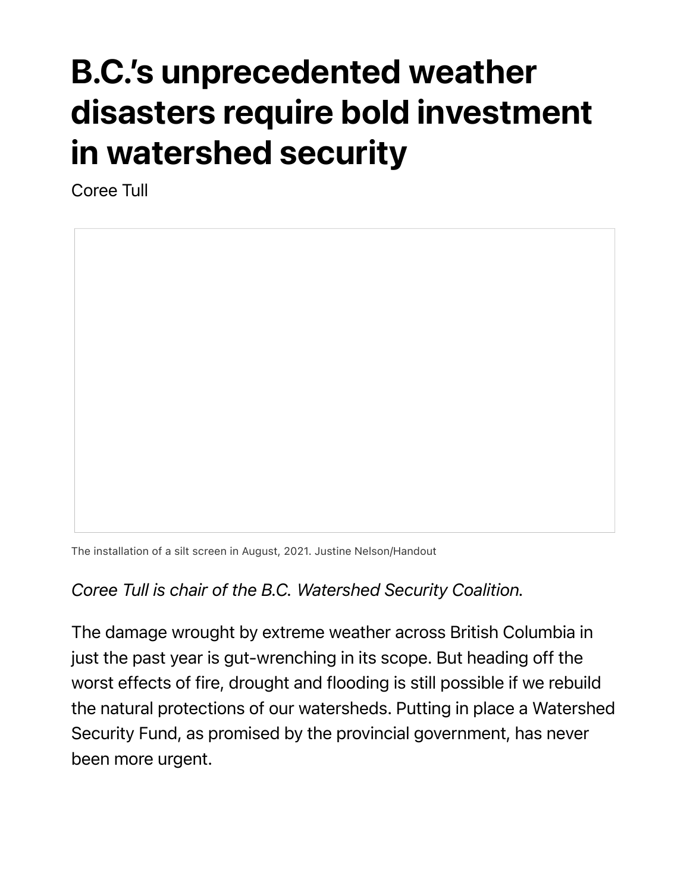# B.C.'s unprecedented weather disasters require bold investment in watershed security

Coree Tull

The installation of a silt screen in August, 2021. Justine Nelson/Handout

*Coree Tull is chair of the B.C. Watershed Security Coalition.*

The damage wrought by extreme weather across British Columbia in just the past year is gut-wrenching in its scope. But heading off the worst effects of fire, drought and flooding is still possible if we rebuild the natural protections of our watersheds. Putting in place a Watershed Security Fund, as promised by the provincial government, has never been more urgent.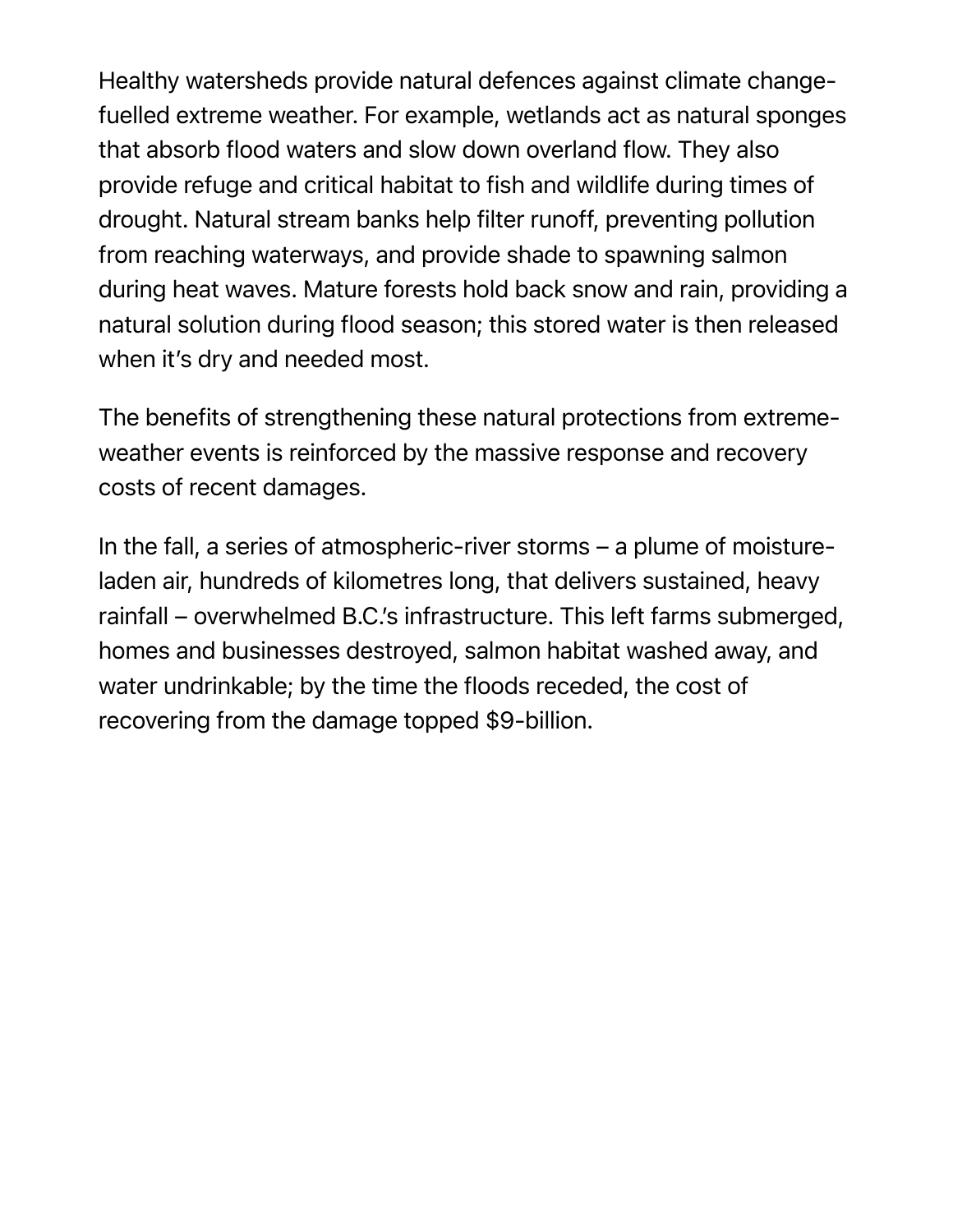Healthy watersheds provide natural defences against climate change-fuelled extreme weather. For example, wetlands act as natural sponges that absorb flood waters and slow down overland flow. They also provide refuge and critical habitat to fish and wildlife during times of drought. Natural stream banks help filter runoff, preventing pollution from reaching waterways, and provide shade to spawning salmon during heat waves. Mature forests hold back snow and rain, providing a natural solution during flood season; this stored water is then released when it's dry and needed most.

The benefits of strengthening these natural protections from extreme-weather events is reinforced by the massive response and recovery costs of recent damages.

In the fall, a series of atmospheric-river storms – a plume of moisture-laden air, hundreds of kilometres long, that delivers sustained, heavy rainfall – overwhelmed B.C.'s infrastructure. This left farms submerged, homes and businesses destroyed, salmon habitat washed away, and water undrinkable; by the time the floods receded, the cost of recovering from the damage topped $9-billion.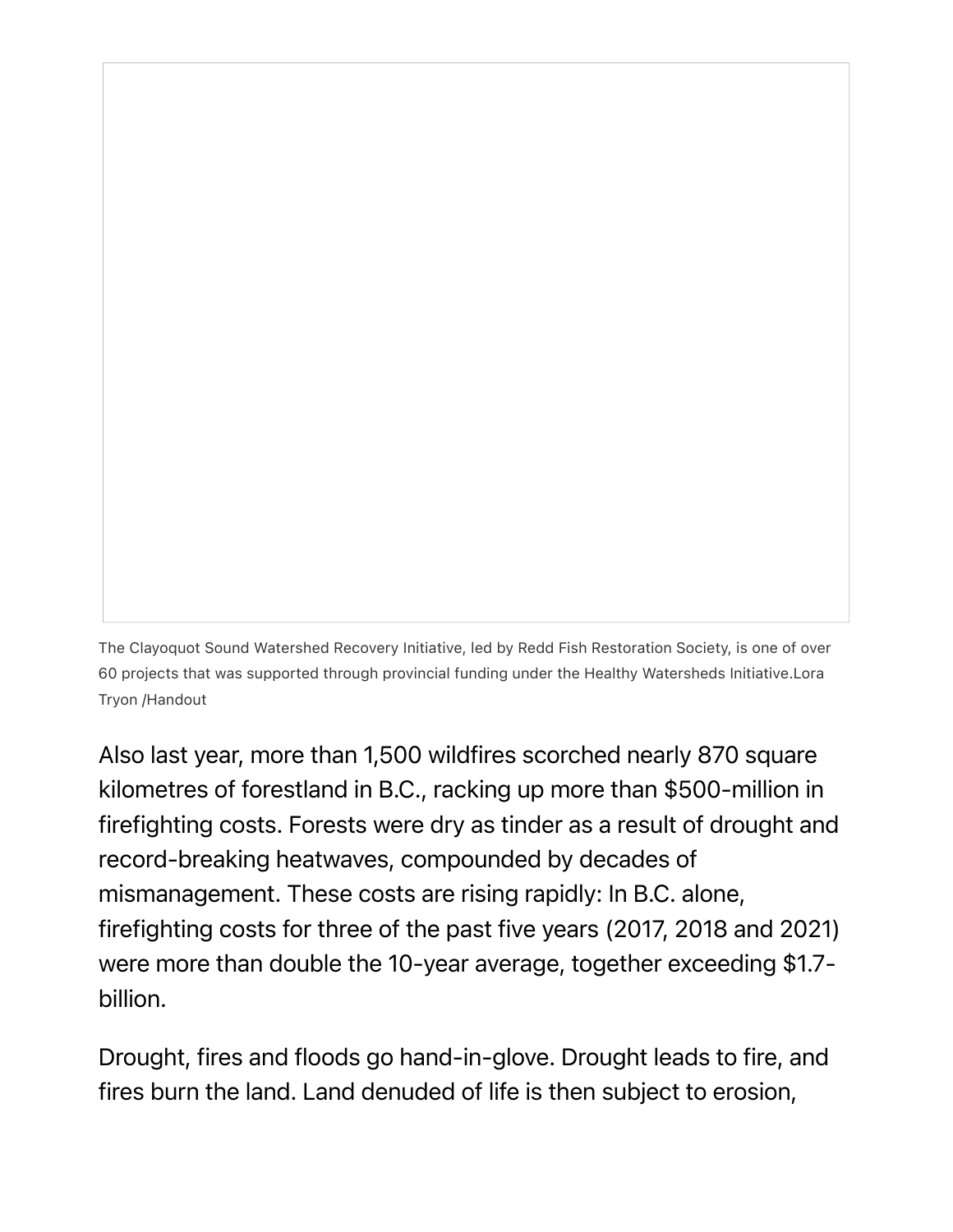The Clayoquot Sound Watershed Recovery Initiative, led by Redd Fish Restoration Society, is one of over 60 projects that was supported through provincial funding under the Healthy Watersheds Initiative.Lora Tryon /Handout

Also last year, more than 1,500 wildfires scorched nearly 870 square kilometres of forestland in B.C., racking up more than $500-million in firefighting costs. Forests were dry as tinder as a result of drought and record-breaking heatwaves, compounded by decades of mismanagement. These costs are rising rapidly: In B.C. alone, firefighting costs for three of the past five years (2017, 2018 and 2021) were more than double the 10-year average, together exceeding $1.7-billion.

Drought, fires and floods go hand-in-glove. Drought leads to fire, and fires burn the land. Land denuded of life is then subject to erosion,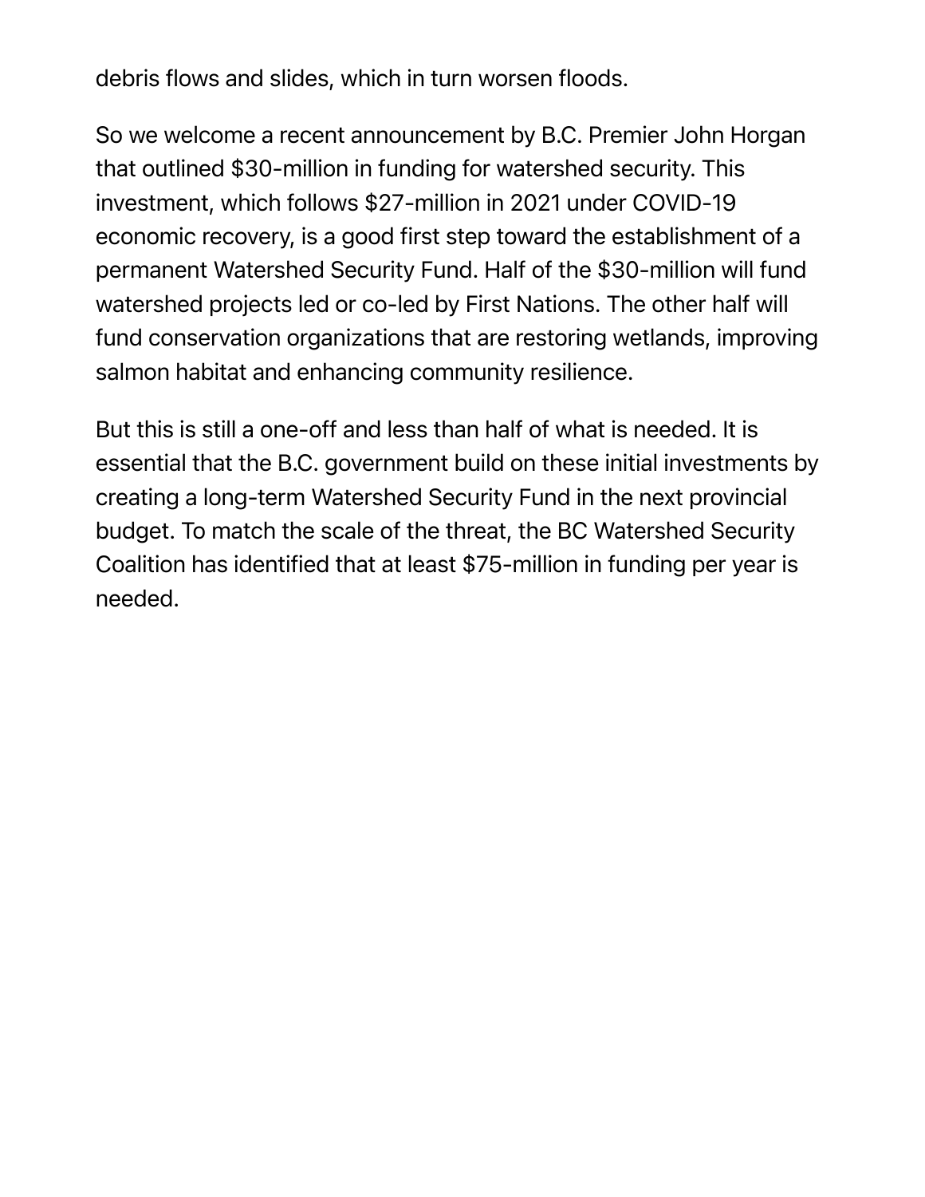debris flows and slides, which in turn worsen floods.

So we welcome a recent announcement by B.C. Premier John Horgan that outlined $30-million in funding for watershed security. This investment, which follows $27-million in 2021 under COVID-19 economic recovery, is a good first step toward the establishment of a permanent Watershed Security Fund. Half of the $30-million will fund watershed projects led or co-led by First Nations. The other half will fund conservation organizations that are restoring wetlands, improving salmon habitat and enhancing community resilience.

But this is still a one-off and less than half of what is needed. It is essential that the B.C. government build on these initial investments by creating a long-term Watershed Security Fund in the next provincial budget. To match the scale of the threat, the BC Watershed Security Coalition has identified that at least $75-million in funding per year is needed.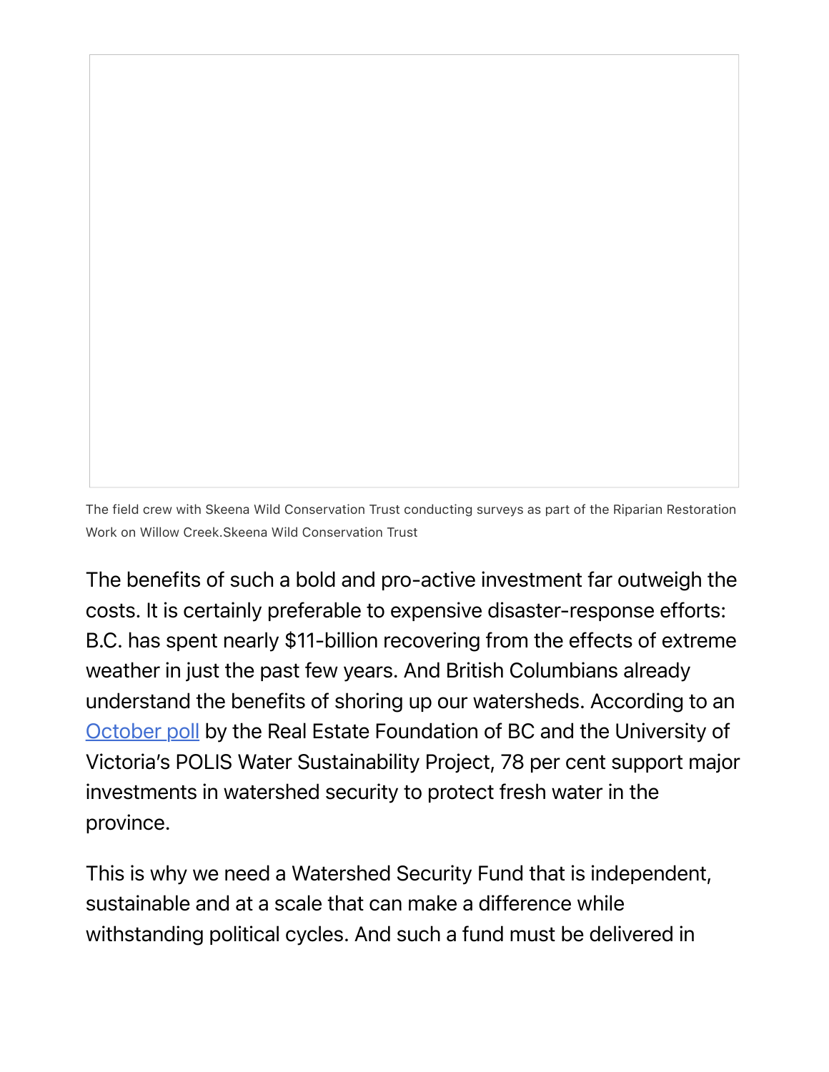The field crew with Skeena Wild Conservation Trust conducting surveys as part of the Riparian Restoration Work on Willow Creek.Skeena Wild Conservation Trust

The benefits of such a bold and pro-active investment far outweigh the costs. It is certainly preferable to expensive disaster-response efforts: B.C. has spent nearly $11-billion recovering from the effects of extreme weather in just the past few years. And British Columbians already understand the benefits of shoring up our watersheds. According to an October poll by the Real Estate Foundation of BC and the University of Victoria's POLIS Water Sustainability Project, 78 per cent support major investments in watershed security to protect fresh water in the province.

This is why we need a Watershed Security Fund that is independent, sustainable and at a scale that can make a difference while withstanding political cycles. And such a fund must be delivered in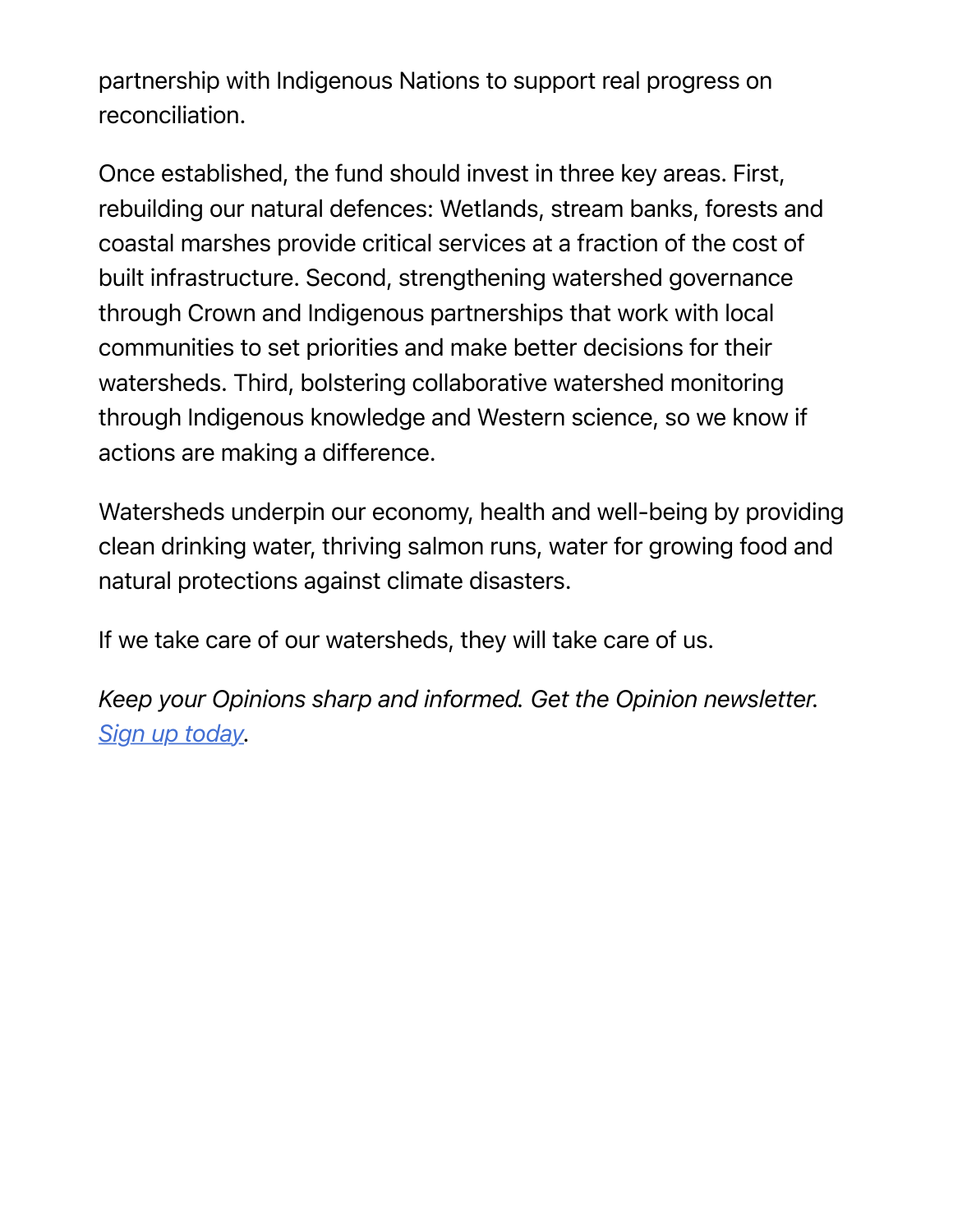partnership with Indigenous Nations to support real progress on reconciliation.

Once established, the fund should invest in three key areas. First, rebuilding our natural defences: Wetlands, stream banks, forests and coastal marshes provide critical services at a fraction of the cost of built infrastructure. Second, strengthening watershed governance through Crown and Indigenous partnerships that work with local communities to set priorities and make better decisions for their watersheds. Third, bolstering collaborative watershed monitoring through Indigenous knowledge and Western science, so we know if actions are making a difference.

Watersheds underpin our economy, health and well-being by providing clean drinking water, thriving salmon runs, water for growing food and natural protections against climate disasters.

If we take care of our watersheds, they will take care of us.

*Keep your Opinions sharp and informed. Get the Opinion newsletter. [Sign up today](#).*